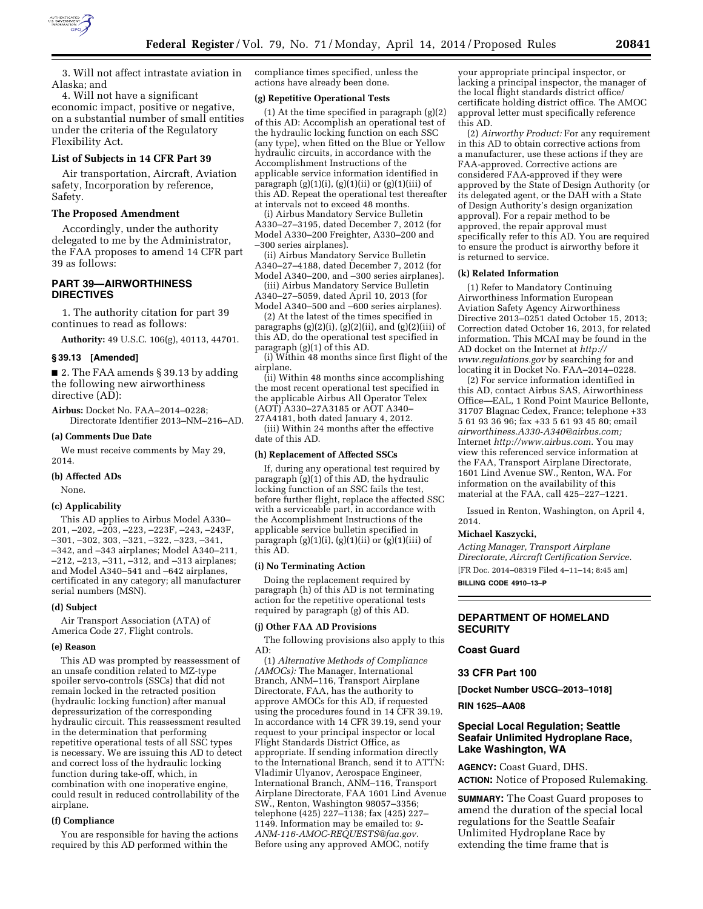3. Will not affect intrastate aviation in Alaska; and

4. Will not have a significant economic impact, positive or negative, on a substantial number of small entities under the criteria of the Regulatory Flexibility Act.

### List of Subjects in 14 CFR Part 39

Air transportation, Aircraft, Aviation safety, Incorporation by reference, Safety.

### The Proposed Amendment

Accordingly, under the authority delegated to me by the Administrator, the FAA proposes to amend 14 CFR part 39 as follows:

## PART 39—AIRWORTHINESS DIRECTIVES

1. The authority citation for part 39 continues to read as follows:

**Authority:** 49 U.S.C. 106(g), 40113, 44701.

### § 39.13 [Amended]

■ 2. The FAA amends § 39.13 by adding the following new airworthiness directive (AD):

**Airbus:** Docket No. FAA–2014–0228; Directorate Identifier 2013–NM–216–AD.

#### (a) Comments Due Date

We must receive comments by May 29, 2014.

#### (b) Affected ADs

None.

#### (c) Applicability

This AD applies to Airbus Model A330–201, –202, –203, –223, –223F, –243, –243F, –301, –302, 303, –321, –322, –323, –341, –342, and –343 airplanes; Model A340–211, –212, –213, –311, –312, and –313 airplanes; and Model A340–541 and –642 airplanes, certificated in any category; all manufacturer serial numbers (MSN).

#### (d) Subject

Air Transport Association (ATA) of America Code 27, Flight controls.

#### (e) Reason

This AD was prompted by reassessment of an unsafe condition related to MZ-type spoiler servo-controls (SSCs) that did not remain locked in the retracted position (hydraulic locking function) after manual depressurization of the corresponding hydraulic circuit. This reassessment resulted in the determination that performing repetitive operational tests of all SSC types is necessary. We are issuing this AD to detect and correct loss of the hydraulic locking function during take-off, which, in combination with one inoperative engine, could result in reduced controllability of the airplane.

#### (f) Compliance

You are responsible for having the actions required by this AD performed within the compliance times specified, unless the actions have already been done.

#### (g) Repetitive Operational Tests

(1) At the time specified in paragraph (g)(2) of this AD: Accomplish an operational test of the hydraulic locking function on each SSC (any type), when fitted on the Blue or Yellow hydraulic circuits, in accordance with the Accomplishment Instructions of the applicable service information identified in paragraph (g)(1)(i), (g)(1)(ii) or (g)(1)(iii) of this AD. Repeat the operational test thereafter at intervals not to exceed 48 months.

(i) Airbus Mandatory Service Bulletin A330–27–3195, dated December 7, 2012 (for Model A330–200 Freighter, A330–200 and –300 series airplanes).

(ii) Airbus Mandatory Service Bulletin A340–27–4188, dated December 7, 2012 (for Model A340–200, and –300 series airplanes).

(iii) Airbus Mandatory Service Bulletin A340–27–5059, dated April 10, 2013 (for Model A340–500 and –600 series airplanes).

(2) At the latest of the times specified in paragraphs (g)(2)(i), (g)(2)(ii), and (g)(2)(iii) of this AD, do the operational test specified in paragraph (g)(1) of this AD.

(i) Within 48 months since first flight of the airplane.

(ii) Within 48 months since accomplishing the most recent operational test specified in the applicable Airbus All Operator Telex (AOT) A330–27A3185 or AOT A340–27A4181, both dated January 4, 2012.

(iii) Within 24 months after the effective date of this AD.

#### (h) Replacement of Affected SSCs

If, during any operational test required by paragraph (g)(1) of this AD, the hydraulic locking function of an SSC fails the test, before further flight, replace the affected SSC with a serviceable part, in accordance with the Accomplishment Instructions of the applicable service bulletin specified in paragraph (g)(1)(i), (g)(1)(ii) or (g)(1)(iii) of this AD.

#### (i) No Terminating Action

Doing the replacement required by paragraph (h) of this AD is not terminating action for the repetitive operational tests required by paragraph (g) of this AD.

#### (j) Other FAA AD Provisions

The following provisions also apply to this AD:

(1) *Alternative Methods of Compliance (AMOCs):* The Manager, International Branch, ANM–116, Transport Airplane Directorate, FAA, has the authority to approve AMOCs for this AD, if requested using the procedures found in 14 CFR 39.19. In accordance with 14 CFR 39.19, send your request to your principal inspector or local Flight Standards District Office, as appropriate. If sending information directly to the International Branch, send it to ATTN: Vladimir Ulyanov, Aerospace Engineer, International Branch, ANM–116, Transport Airplane Directorate, FAA 1601 Lind Avenue SW., Renton, Washington 98057–3356; telephone (425) 227–1138; fax (425) 227–1149. Information may be emailed to: *9-ANM-116-AMOC-REQUESTS@faa.gov.* Before using any approved AMOC, notify your appropriate principal inspector, or lacking a principal inspector, the manager of the local flight standards district office/certificate holding district office. The AMOC approval letter must specifically reference this AD.

(2) *Airworthy Product:* For any requirement in this AD to obtain corrective actions from a manufacturer, use these actions if they are FAA-approved. Corrective actions are considered FAA-approved if they were approved by the State of Design Authority (or its delegated agent, or the DAH with a State of Design Authority's design organization approval). For a repair method to be approved, the repair approval must specifically refer to this AD. You are required to ensure the product is airworthy before it is returned to service.

#### (k) Related Information

(1) Refer to Mandatory Continuing Airworthiness Information European Aviation Safety Agency Airworthiness Directive 2013–0251 dated October 15, 2013; Correction dated October 16, 2013, for related information. This MCAI may be found in the AD docket on the Internet at *http://www.regulations.gov* by searching for and locating it in Docket No. FAA–2014–0228.

(2) For service information identified in this AD, contact Airbus SAS, Airworthiness Office—EAL, 1 Rond Point Maurice Bellonte, 31707 Blagnac Cedex, France; telephone +33 5 61 93 36 96; fax +33 5 61 93 45 80; email *airworthiness.A330-A340@airbus.com;* Internet *http://www.airbus.com.* You may view this referenced service information at the FAA, Transport Airplane Directorate, 1601 Lind Avenue SW., Renton, WA. For information on the availability of this material at the FAA, call 425–227–1221.

Issued in Renton, Washington, on April 4, 2014.

**Michael Kaszycki,**

*Acting Manager, Transport Airplane Directorate, Aircraft Certification Service.*

[FR Doc. 2014–08319 Filed 4–11–14; 8:45 am]

**BILLING CODE 4910–13–P**

---

## DEPARTMENT OF HOMELAND SECURITY

### Coast Guard

### 33 CFR Part 100

**[Docket Number USCG–2013–1018]**

**RIN 1625–AA08**

### Special Local Regulation; Seattle Seafair Unlimited Hydroplane Race, Lake Washington, WA

**AGENCY:** Coast Guard, DHS.

**ACTION:** Notice of Proposed Rulemaking.

**SUMMARY:** The Coast Guard proposes to amend the duration of the special local regulations for the Seattle Seafair Unlimited Hydroplane Race by extending the time frame that is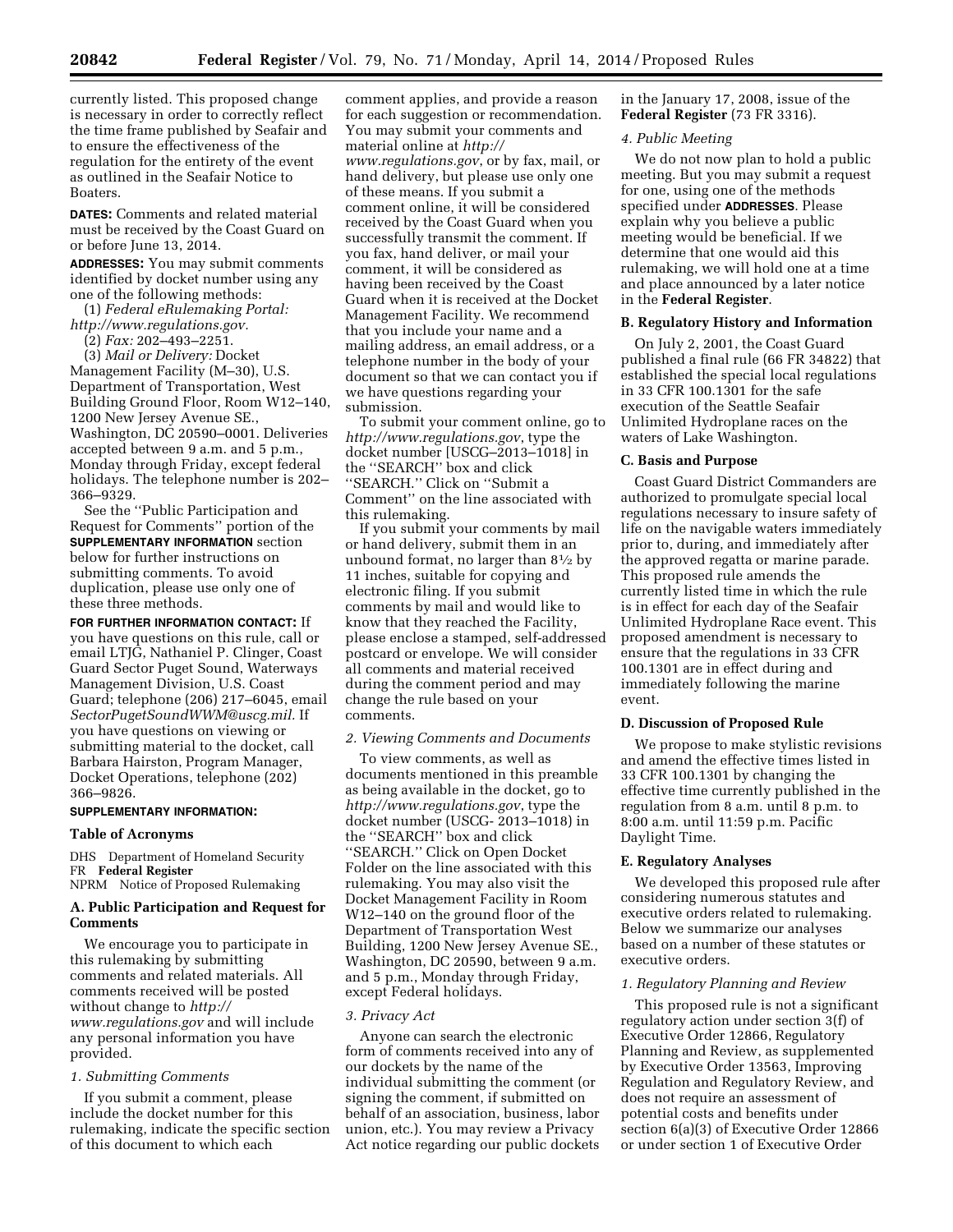currently listed. This proposed change is necessary in order to correctly reflect the time frame published by Seafair and to ensure the effectiveness of the regulation for the entirety of the event as outlined in the Seafair Notice to Boaters.

**DATES:** Comments and related material must be received by the Coast Guard on or before June 13, 2014.

**ADDRESSES:** You may submit comments identified by docket number using any one of the following methods:

(1) *Federal eRulemaking Portal: http://www.regulations.gov.*

(2) *Fax:* 202–493–2251.

(3) *Mail or Delivery:* Docket Management Facility (M–30), U.S. Department of Transportation, West Building Ground Floor, Room W12–140, 1200 New Jersey Avenue SE., Washington, DC 20590–0001. Deliveries accepted between 9 a.m. and 5 p.m., Monday through Friday, except federal holidays. The telephone number is 202–366–9329.

See the ''Public Participation and Request for Comments'' portion of the **SUPPLEMENTARY INFORMATION** section below for further instructions on submitting comments. To avoid duplication, please use only one of these three methods.

**FOR FURTHER INFORMATION CONTACT:** If you have questions on this rule, call or email LTJG, Nathaniel P. Clinger, Coast Guard Sector Puget Sound, Waterways Management Division, U.S. Coast Guard; telephone (206) 217–6045, email *SectorPugetSoundWWM@uscg.mil.* If you have questions on viewing or submitting material to the docket, call Barbara Hairston, Program Manager, Docket Operations, telephone (202) 366–9826.

**SUPPLEMENTARY INFORMATION:**

**Table of Acronyms**

DHS Department of Homeland Security
FR **Federal Register**
NPRM Notice of Proposed Rulemaking

**A. Public Participation and Request for Comments**

We encourage you to participate in this rulemaking by submitting comments and related materials. All comments received will be posted without change to *http://www.regulations.gov* and will include any personal information you have provided.

*1. Submitting Comments*

If you submit a comment, please include the docket number for this rulemaking, indicate the specific section of this document to which each comment applies, and provide a reason for each suggestion or recommendation. You may submit your comments and material online at *http://www.regulations.gov*, or by fax, mail, or hand delivery, but please use only one of these means. If you submit a comment online, it will be considered received by the Coast Guard when you successfully transmit the comment. If you fax, hand deliver, or mail your comment, it will be considered as having been received by the Coast Guard when it is received at the Docket Management Facility. We recommend that you include your name and a mailing address, an email address, or a telephone number in the body of your document so that we can contact you if we have questions regarding your submission.

To submit your comment online, go to *http://www.regulations.gov*, type the docket number [USCG–2013–1018] in the ''SEARCH'' box and click ''SEARCH.'' Click on ''Submit a Comment'' on the line associated with this rulemaking.

If you submit your comments by mail or hand delivery, submit them in an unbound format, no larger than 8½ by 11 inches, suitable for copying and electronic filing. If you submit comments by mail and would like to know that they reached the Facility, please enclose a stamped, self-addressed postcard or envelope. We will consider all comments and material received during the comment period and may change the rule based on your comments.

*2. Viewing Comments and Documents*

To view comments, as well as documents mentioned in this preamble as being available in the docket, go to *http://www.regulations.gov*, type the docket number (USCG- 2013–1018) in the ''SEARCH'' box and click ''SEARCH.'' Click on Open Docket Folder on the line associated with this rulemaking. You may also visit the Docket Management Facility in Room W12–140 on the ground floor of the Department of Transportation West Building, 1200 New Jersey Avenue SE., Washington, DC 20590, between 9 a.m. and 5 p.m., Monday through Friday, except Federal holidays.

*3. Privacy Act*

Anyone can search the electronic form of comments received into any of our dockets by the name of the individual submitting the comment (or signing the comment, if submitted on behalf of an association, business, labor union, etc.). You may review a Privacy Act notice regarding our public dockets in the January 17, 2008, issue of the **Federal Register** (73 FR 3316).

*4. Public Meeting*

We do not now plan to hold a public meeting. But you may submit a request for one, using one of the methods specified under **ADDRESSES**. Please explain why you believe a public meeting would be beneficial. If we determine that one would aid this rulemaking, we will hold one at a time and place announced by a later notice in the **Federal Register**.

**B. Regulatory History and Information**

On July 2, 2001, the Coast Guard published a final rule (66 FR 34822) that established the special local regulations in 33 CFR 100.1301 for the safe execution of the Seattle Seafair Unlimited Hydroplane races on the waters of Lake Washington.

**C. Basis and Purpose**

Coast Guard District Commanders are authorized to promulgate special local regulations necessary to insure safety of life on the navigable waters immediately prior to, during, and immediately after the approved regatta or marine parade. This proposed rule amends the currently listed time in which the rule is in effect for each day of the Seafair Unlimited Hydroplane Race event. This proposed amendment is necessary to ensure that the regulations in 33 CFR 100.1301 are in effect during and immediately following the marine event.

**D. Discussion of Proposed Rule**

We propose to make stylistic revisions and amend the effective times listed in 33 CFR 100.1301 by changing the effective time currently published in the regulation from 8 a.m. until 8 p.m. to 8:00 a.m. until 11:59 p.m. Pacific Daylight Time.

**E. Regulatory Analyses**

We developed this proposed rule after considering numerous statutes and executive orders related to rulemaking. Below we summarize our analyses based on a number of these statutes or executive orders.

*1. Regulatory Planning and Review*

This proposed rule is not a significant regulatory action under section 3(f) of Executive Order 12866, Regulatory Planning and Review, as supplemented by Executive Order 13563, Improving Regulation and Regulatory Review, and does not require an assessment of potential costs and benefits under section 6(a)(3) of Executive Order 12866 or under section 1 of Executive Order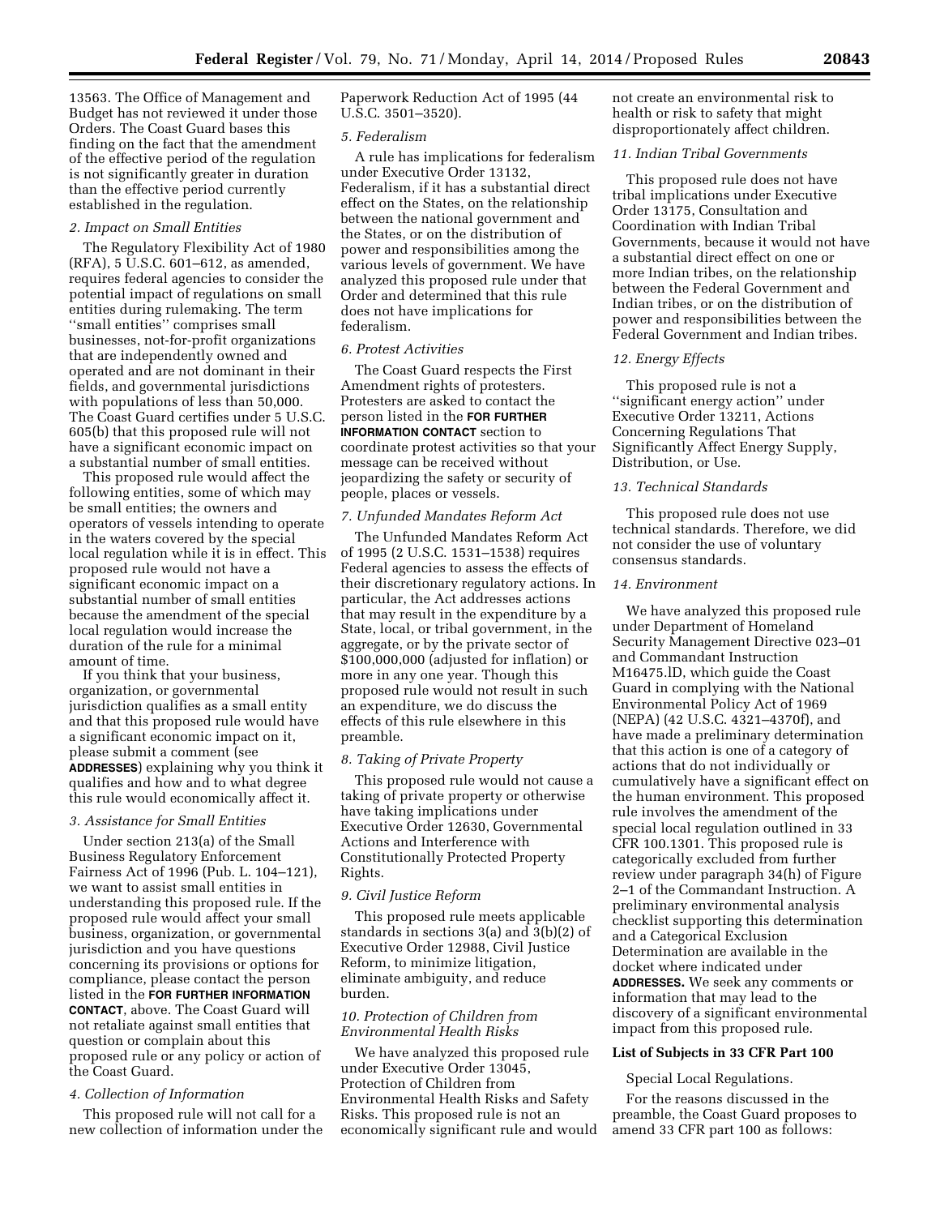13563. The Office of Management and Budget has not reviewed it under those Orders. The Coast Guard bases this finding on the fact that the amendment of the effective period of the regulation is not significantly greater in duration than the effective period currently established in the regulation.

*2. Impact on Small Entities*

The Regulatory Flexibility Act of 1980 (RFA), 5 U.S.C. 601–612, as amended, requires federal agencies to consider the potential impact of regulations on small entities during rulemaking. The term ''small entities'' comprises small businesses, not-for-profit organizations that are independently owned and operated and are not dominant in their fields, and governmental jurisdictions with populations of less than 50,000. The Coast Guard certifies under 5 U.S.C. 605(b) that this proposed rule will not have a significant economic impact on a substantial number of small entities.

This proposed rule would affect the following entities, some of which may be small entities; the owners and operators of vessels intending to operate in the waters covered by the special local regulation while it is in effect. This proposed rule would not have a significant economic impact on a substantial number of small entities because the amendment of the special local regulation would increase the duration of the rule for a minimal amount of time.

If you think that your business, organization, or governmental jurisdiction qualifies as a small entity and that this proposed rule would have a significant economic impact on it, please submit a comment (see **ADDRESSES**) explaining why you think it qualifies and how and to what degree this rule would economically affect it.

*3. Assistance for Small Entities*

Under section 213(a) of the Small Business Regulatory Enforcement Fairness Act of 1996 (Pub. L. 104–121), we want to assist small entities in understanding this proposed rule. If the proposed rule would affect your small business, organization, or governmental jurisdiction and you have questions concerning its provisions or options for compliance, please contact the person listed in the **FOR FURTHER INFORMATION CONTACT**, above. The Coast Guard will not retaliate against small entities that question or complain about this proposed rule or any policy or action of the Coast Guard.

*4. Collection of Information*

This proposed rule will not call for a new collection of information under the Paperwork Reduction Act of 1995 (44 U.S.C. 3501–3520).

*5. Federalism*

A rule has implications for federalism under Executive Order 13132, Federalism, if it has a substantial direct effect on the States, on the relationship between the national government and the States, or on the distribution of power and responsibilities among the various levels of government. We have analyzed this proposed rule under that Order and determined that this rule does not have implications for federalism.

*6. Protest Activities*

The Coast Guard respects the First Amendment rights of protesters. Protesters are asked to contact the person listed in the **FOR FURTHER INFORMATION CONTACT** section to coordinate protest activities so that your message can be received without jeopardizing the safety or security of people, places or vessels.

*7. Unfunded Mandates Reform Act*

The Unfunded Mandates Reform Act of 1995 (2 U.S.C. 1531–1538) requires Federal agencies to assess the effects of their discretionary regulatory actions. In particular, the Act addresses actions that may result in the expenditure by a State, local, or tribal government, in the aggregate, or by the private sector of $100,000,000 (adjusted for inflation) or more in any one year. Though this proposed rule would not result in such an expenditure, we do discuss the effects of this rule elsewhere in this preamble.

*8. Taking of Private Property*

This proposed rule would not cause a taking of private property or otherwise have taking implications under Executive Order 12630, Governmental Actions and Interference with Constitutionally Protected Property Rights.

*9. Civil Justice Reform*

This proposed rule meets applicable standards in sections 3(a) and 3(b)(2) of Executive Order 12988, Civil Justice Reform, to minimize litigation, eliminate ambiguity, and reduce burden.

*10. Protection of Children from Environmental Health Risks*

We have analyzed this proposed rule under Executive Order 13045, Protection of Children from Environmental Health Risks and Safety Risks. This proposed rule is not an economically significant rule and would not create an environmental risk to health or risk to safety that might disproportionately affect children.

*11. Indian Tribal Governments*

This proposed rule does not have tribal implications under Executive Order 13175, Consultation and Coordination with Indian Tribal Governments, because it would not have a substantial direct effect on one or more Indian tribes, on the relationship between the Federal Government and Indian tribes, or on the distribution of power and responsibilities between the Federal Government and Indian tribes.

*12. Energy Effects*

This proposed rule is not a ''significant energy action'' under Executive Order 13211, Actions Concerning Regulations That Significantly Affect Energy Supply, Distribution, or Use.

*13. Technical Standards*

This proposed rule does not use technical standards. Therefore, we did not consider the use of voluntary consensus standards.

*14. Environment*

We have analyzed this proposed rule under Department of Homeland Security Management Directive 023–01 and Commandant Instruction M16475.lD, which guide the Coast Guard in complying with the National Environmental Policy Act of 1969 (NEPA) (42 U.S.C. 4321–4370f), and have made a preliminary determination that this action is one of a category of actions that do not individually or cumulatively have a significant effect on the human environment. This proposed rule involves the amendment of the special local regulation outlined in 33 CFR 100.1301. This proposed rule is categorically excluded from further review under paragraph 34(h) of Figure 2–1 of the Commandant Instruction. A preliminary environmental analysis checklist supporting this determination and a Categorical Exclusion Determination are available in the docket where indicated under **ADDRESSES.** We seek any comments or information that may lead to the discovery of a significant environmental impact from this proposed rule.

**List of Subjects in 33 CFR Part 100**

Special Local Regulations.

For the reasons discussed in the preamble, the Coast Guard proposes to amend 33 CFR part 100 as follows: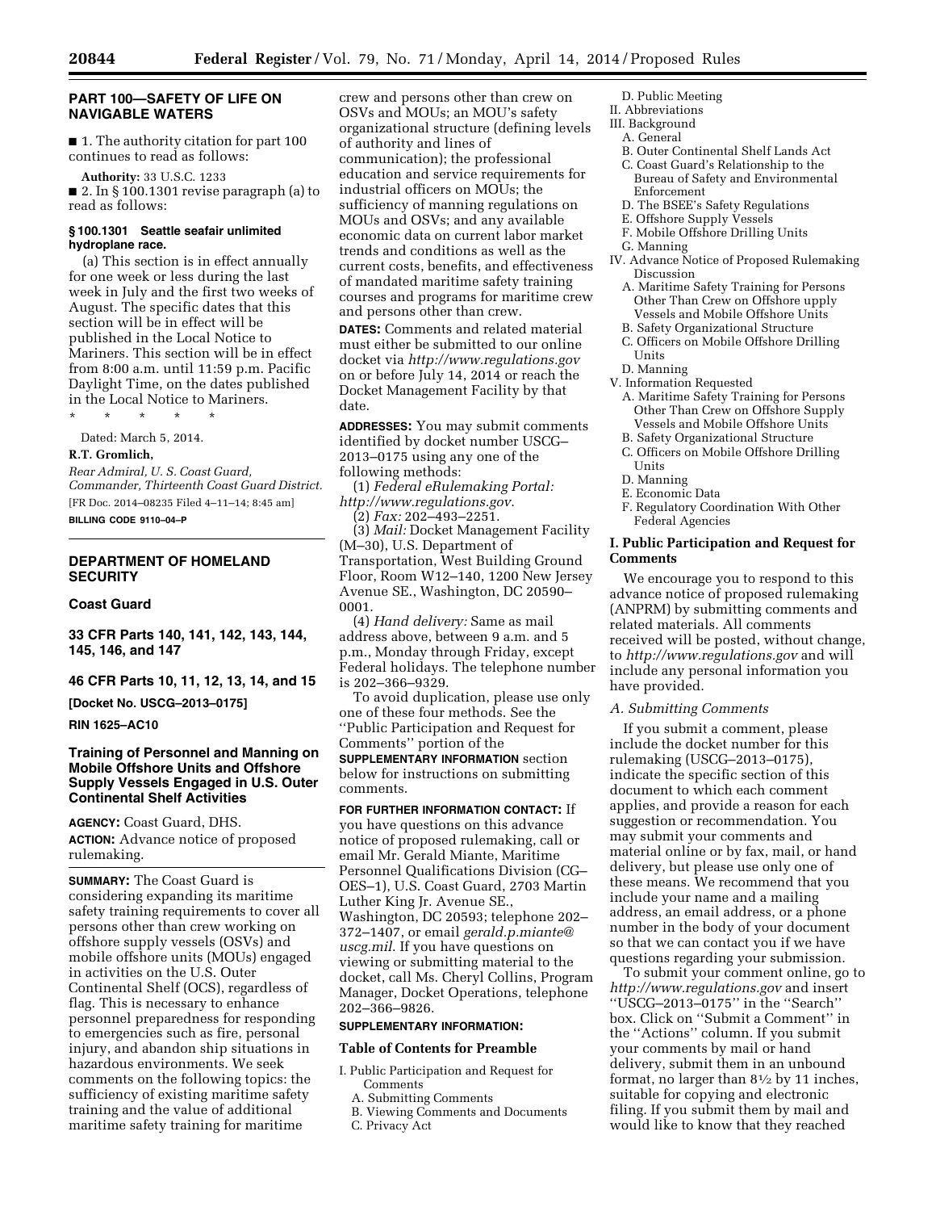## PART 100—SAFETY OF LIFE ON NAVIGABLE WATERS

■ 1. The authority citation for part 100 continues to read as follows:

**Authority:** 33 U.S.C. 1233

■ 2. In § 100.1301 revise paragraph (a) to read as follows:

### § 100.1301 Seattle seafair unlimited hydroplane race.

(a) This section is in effect annually for one week or less during the last week in July and the first two weeks of August. The specific dates that this section will be in effect will be published in the Local Notice to Mariners. This section will be in effect from 8:00 a.m. until 11:59 p.m. Pacific Daylight Time, on the dates published in the Local Notice to Mariners.

\* \* \* \* \*

Dated: March 5, 2014.

**R.T. Gromlich,**

*Rear Admiral, U. S. Coast Guard, Commander, Thirteenth Coast Guard District.*

[FR Doc. 2014–08235 Filed 4–11–14; 8:45 am]

**BILLING CODE 9110–04–P**

---

## DEPARTMENT OF HOMELAND SECURITY

### Coast Guard

### 33 CFR Parts 140, 141, 142, 143, 144, 145, 146, and 147

### 46 CFR Parts 10, 11, 12, 13, 14, and 15

**[Docket No. USCG–2013–0175]**

**RIN 1625–AC10**

## Training of Personnel and Manning on Mobile Offshore Units and Offshore Supply Vessels Engaged in U.S. Outer Continental Shelf Activities

**AGENCY:** Coast Guard, DHS.

**ACTION:** Advance notice of proposed rulemaking.

**SUMMARY:** The Coast Guard is considering expanding its maritime safety training requirements to cover all persons other than crew working on offshore supply vessels (OSVs) and mobile offshore units (MOUs) engaged in activities on the U.S. Outer Continental Shelf (OCS), regardless of flag. This is necessary to enhance personnel preparedness for responding to emergencies such as fire, personal injury, and abandon ship situations in hazardous environments. We seek comments on the following topics: the sufficiency of existing maritime safety training and the value of additional maritime safety training for maritime crew and persons other than crew on OSVs and MOUs; an MOU's safety organizational structure (defining levels of authority and lines of communication); the professional education and service requirements for industrial officers on MOUs; the sufficiency of manning regulations on MOUs and OSVs; and any available economic data on current labor market trends and conditions as well as the current costs, benefits, and effectiveness of mandated maritime safety training courses and programs for maritime crew and persons other than crew.

**DATES:** Comments and related material must either be submitted to our online docket via *http://www.regulations.gov* on or before July 14, 2014 or reach the Docket Management Facility by that date.

**ADDRESSES:** You may submit comments identified by docket number USCG–2013–0175 using any one of the following methods:

(1) *Federal eRulemaking Portal: http://www.regulations.gov*.

(2) *Fax:* 202–493–2251.

(3) *Mail:* Docket Management Facility (M–30), U.S. Department of Transportation, West Building Ground Floor, Room W12–140, 1200 New Jersey Avenue SE., Washington, DC 20590–0001.

(4) *Hand delivery:* Same as mail address above, between 9 a.m. and 5 p.m., Monday through Friday, except Federal holidays. The telephone number is 202–366–9329.

To avoid duplication, please use only one of these four methods. See the ''Public Participation and Request for Comments'' portion of the **SUPPLEMENTARY INFORMATION** section below for instructions on submitting comments.

**FOR FURTHER INFORMATION CONTACT:** If you have questions on this advance notice of proposed rulemaking, call or email Mr. Gerald Miante, Maritime Personnel Qualifications Division (CG–OES–1), U.S. Coast Guard, 2703 Martin Luther King Jr. Avenue SE., Washington, DC 20593; telephone 202–372–1407, or email *gerald.p.miante@uscg.mil*. If you have questions on viewing or submitting material to the docket, call Ms. Cheryl Collins, Program Manager, Docket Operations, telephone 202–366–9826.

**SUPPLEMENTARY INFORMATION:**

### Table of Contents for Preamble

I. Public Participation and Request for Comments
- A. Submitting Comments
- B. Viewing Comments and Documents
- C. Privacy Act
- D. Public Meeting

II. Abbreviations

III. Background
- A. General
- B. Outer Continental Shelf Lands Act
- C. Coast Guard's Relationship to the Bureau of Safety and Environmental Enforcement
- D. The BSEE's Safety Regulations
- E. Offshore Supply Vessels
- F. Mobile Offshore Drilling Units
- G. Manning

IV. Advance Notice of Proposed Rulemaking Discussion
- A. Maritime Safety Training for Persons Other Than Crew on Offshore upply Vessels and Mobile Offshore Units
- B. Safety Organizational Structure
- C. Officers on Mobile Offshore Drilling Units
- D. Manning

V. Information Requested
- A. Maritime Safety Training for Persons Other Than Crew on Offshore Supply Vessels and Mobile Offshore Units
- B. Safety Organizational Structure
- C. Officers on Mobile Offshore Drilling Units
- D. Manning
- E. Economic Data
- F. Regulatory Coordination With Other Federal Agencies

### I. Public Participation and Request for Comments

We encourage you to respond to this advance notice of proposed rulemaking (ANPRM) by submitting comments and related materials. All comments received will be posted, without change, to *http://www.regulations.gov* and will include any personal information you have provided.

*A. Submitting Comments*

If you submit a comment, please include the docket number for this rulemaking (USCG–2013–0175), indicate the specific section of this document to which each comment applies, and provide a reason for each suggestion or recommendation. You may submit your comments and material online or by fax, mail, or hand delivery, but please use only one of these means. We recommend that you include your name and a mailing address, an email address, or a phone number in the body of your document so that we can contact you if we have questions regarding your submission.

To submit your comment online, go to *http://www.regulations.gov* and insert ''USCG–2013–0175'' in the ''Search'' box. Click on ''Submit a Comment'' in the ''Actions'' column. If you submit your comments by mail or hand delivery, submit them in an unbound format, no larger than 8½ by 11 inches, suitable for copying and electronic filing. If you submit them by mail and would like to know that they reached